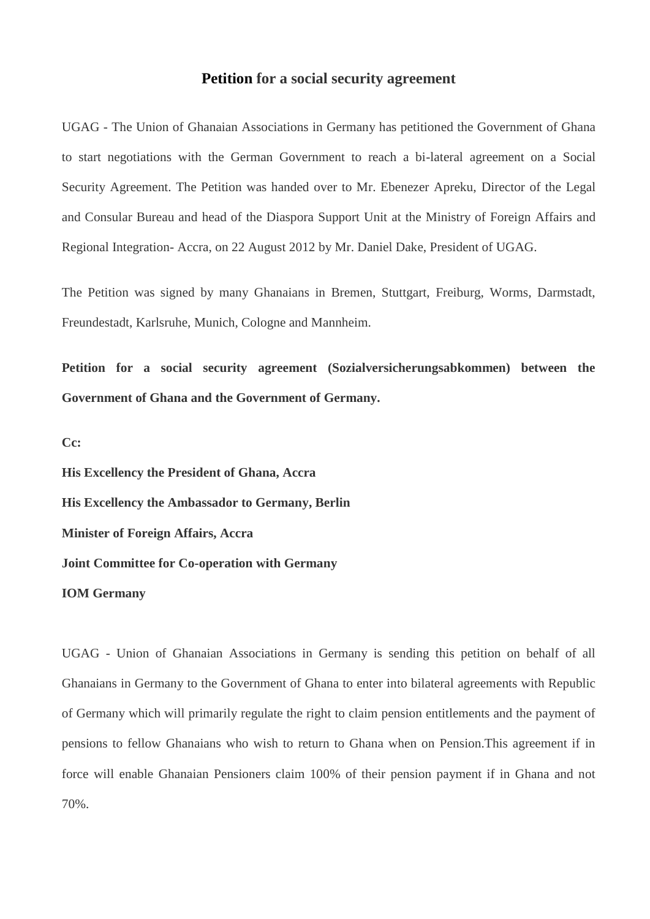# Petition for a social security agreement

UGAG - The Union of Ghanaian Associations in Germany has petitioned the Government of Ghana to start negotiations with the German Government to reach a bi-lateral agreement on a Social Security Agreement. The Petition was handed over to Mr. Ebenezer Apreku, Director of the Legal and Consular Bureau and head of the Diaspora Support Unit at the Ministry of Foreign Affairs and Regional Integration- Accra, on 22 August 2012 by Mr. Daniel Dake, President of UGAG.

The Petition was signed by many Ghanaians in Bremen, Stuttgart, Freiburg, Worms, Darmstadt, Freundestadt, Karlsruhe, Munich, Cologne and Mannheim.

**Petition for a social security agreement (Sozialversicherungsabkommen) between the Government of Ghana and the Government of Germany.**

**Cc:**

**His Excellency the President of Ghana, Accra**

**His Excellency the Ambassador to Germany, Berlin**

**Minister of Foreign Affairs, Accra**

**Joint Committee for Co-operation with Germany**

**IOM Germany**

UGAG - Union of Ghanaian Associations in Germany is sending this petition on behalf of all Ghanaians in Germany to the Government of Ghana to enter into bilateral agreements with Republic of Germany which will primarily regulate the right to claim pension entitlements and the payment of pensions to fellow Ghanaians who wish to return to Ghana when on Pension.This agreement if in force will enable Ghanaian Pensioners claim 100% of their pension payment if in Ghana and not 70%.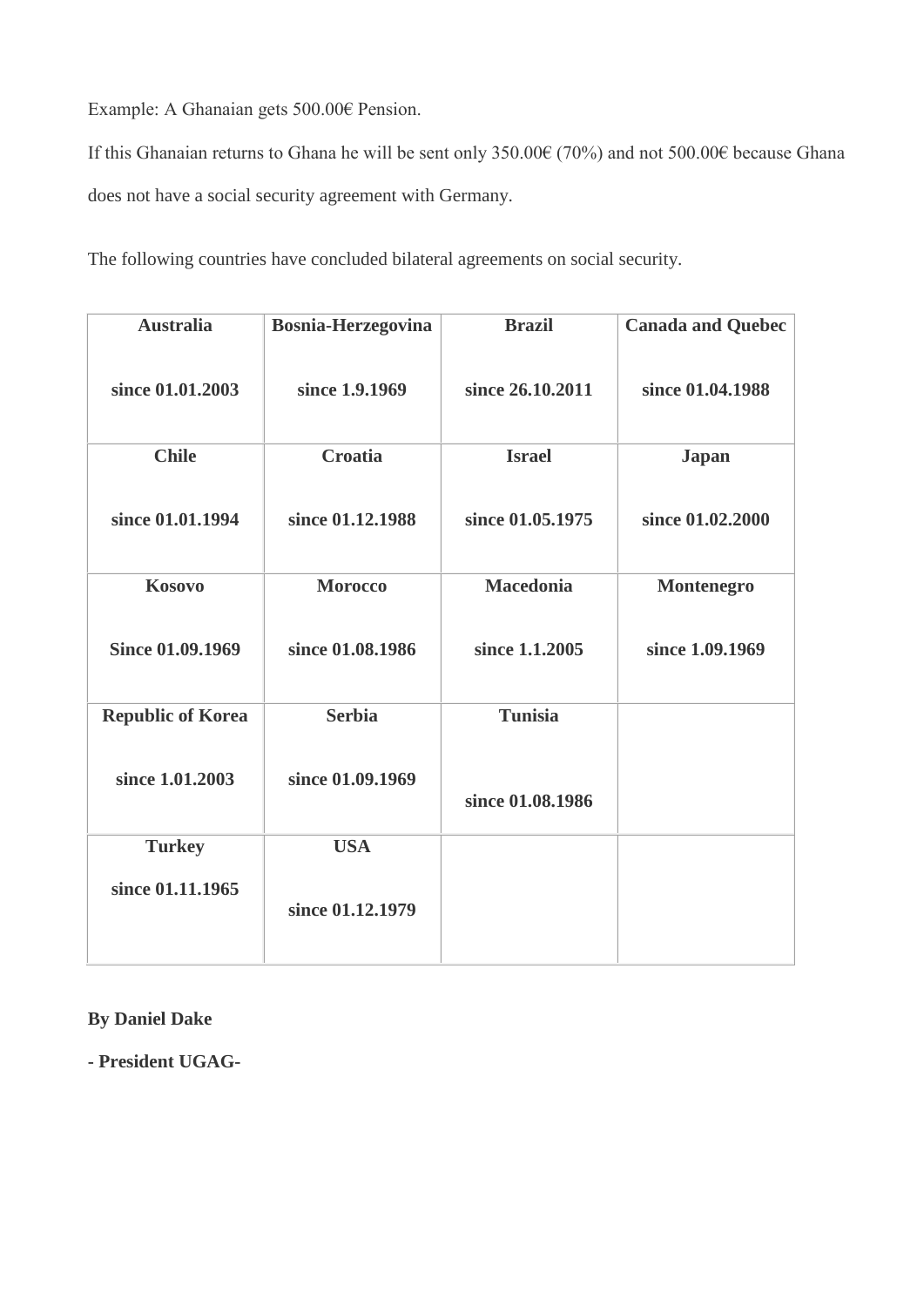Example: A Ghanaian gets 500.00€ Pension.

If this Ghanaian returns to Ghana he will be sent only 350.00€ (70%) and not 500.00€ because Ghana does not have a social security agreement with Germany.

The following countries have concluded bilateral agreements on social security.

| | | | |
|---|---|---|---|
| **Australia**<br><br>**since 01.01.2003** | **Bosnia-Herzegovina**<br><br>**since 1.9.1969** | **Brazil**<br><br>**since 26.10.2011** | **Canada and Quebec**<br><br>**since 01.04.1988** |
| **Chile**<br><br>**since 01.01.1994** | **Croatia**<br><br>**since 01.12.1988** | **Israel**<br><br>**since 01.05.1975** | **Japan**<br><br>**since 01.02.2000** |
| **Kosovo**<br><br>**Since 01.09.1969** | **Morocco**<br><br>**since 01.08.1986** | **Macedonia**<br><br>**since 1.1.2005** | **Montenegro**<br><br>**since 1.09.1969** |
| **Republic of Korea**<br><br>**since 1.01.2003** | **Serbia**<br><br>**since 01.09.1969** | **Tunisia**<br><br>**since 01.08.1986** | |
| **Turkey**<br><br>**since 01.11.1965** | **USA**<br><br>**since 01.12.1979** | | |

**By Daniel Dake**

**- President UGAG-**